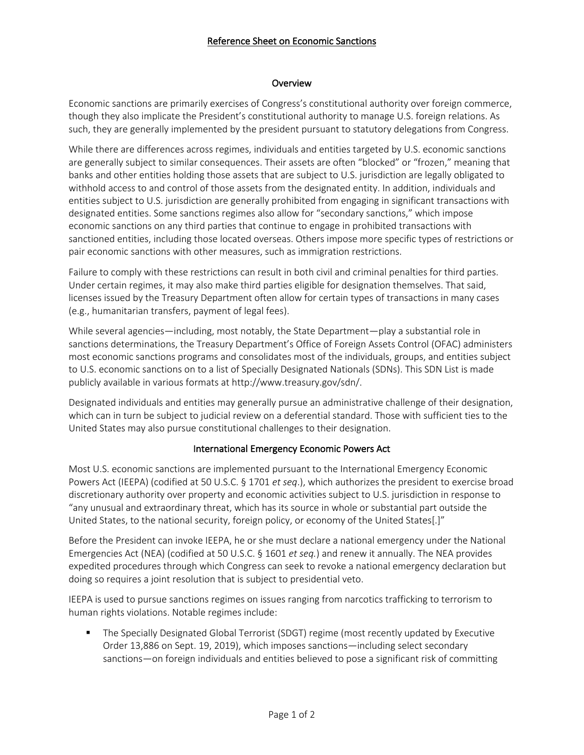# Reference Sheet on Economic Sanctions

## Overview

Economic sanctions are primarily exercises of Congress's constitutional authority over foreign commerce, though they also implicate the President's constitutional authority to manage U.S. foreign relations. As such, they are generally implemented by the president pursuant to statutory delegations from Congress.

While there are differences across regimes, individuals and entities targeted by U.S. economic sanctions are generally subject to similar consequences. Their assets are often "blocked" or "frozen," meaning that banks and other entities holding those assets that are subject to U.S. jurisdiction are legally obligated to withhold access to and control of those assets from the designated entity. In addition, individuals and entities subject to U.S. jurisdiction are generally prohibited from engaging in significant transactions with designated entities. Some sanctions regimes also allow for "secondary sanctions," which impose economic sanctions on any third parties that continue to engage in prohibited transactions with sanctioned entities, including those located overseas. Others impose more specific types of restrictions or pair economic sanctions with other measures, such as immigration restrictions.

Failure to comply with these restrictions can result in both civil and criminal penalties for third parties. Under certain regimes, it may also make third parties eligible for designation themselves. That said, licenses issued by the Treasury Department often allow for certain types of transactions in many cases (e.g., humanitarian transfers, payment of legal fees).

While several agencies—including, most notably, the State Department—play a substantial role in sanctions determinations, the Treasury Department's Office of Foreign Assets Control (OFAC) administers most economic sanctions programs and consolidates most of the individuals, groups, and entities subject to U.S. economic sanctions on to a list of Specially Designated Nationals (SDNs). This SDN List is made publicly available in various formats at http://www.treasury.gov/sdn/.

Designated individuals and entities may generally pursue an administrative challenge of their designation, which can in turn be subject to judicial review on a deferential standard. Those with sufficient ties to the United States may also pursue constitutional challenges to their designation.

## International Emergency Economic Powers Act

Most U.S. economic sanctions are implemented pursuant to the International Emergency Economic Powers Act (IEEPA) (codified at 50 U.S.C. § 1701 *et seq*.), which authorizes the president to exercise broad discretionary authority over property and economic activities subject to U.S. jurisdiction in response to "any unusual and extraordinary threat, which has its source in whole or substantial part outside the United States, to the national security, foreign policy, or economy of the United States[.]"

Before the President can invoke IEEPA, he or she must declare a national emergency under the National Emergencies Act (NEA) (codified at 50 U.S.C. § 1601 *et seq.*) and renew it annually. The NEA provides expedited procedures through which Congress can seek to revoke a national emergency declaration but doing so requires a joint resolution that is subject to presidential veto.

IEEPA is used to pursue sanctions regimes on issues ranging from narcotics trafficking to terrorism to human rights violations. Notable regimes include:

- The Specially Designated Global Terrorist (SDGT) regime (most recently updated by Executive Order 13,886 on Sept. 19, 2019), which imposes sanctions—including select secondary sanctions—on foreign individuals and entities believed to pose a significant risk of committing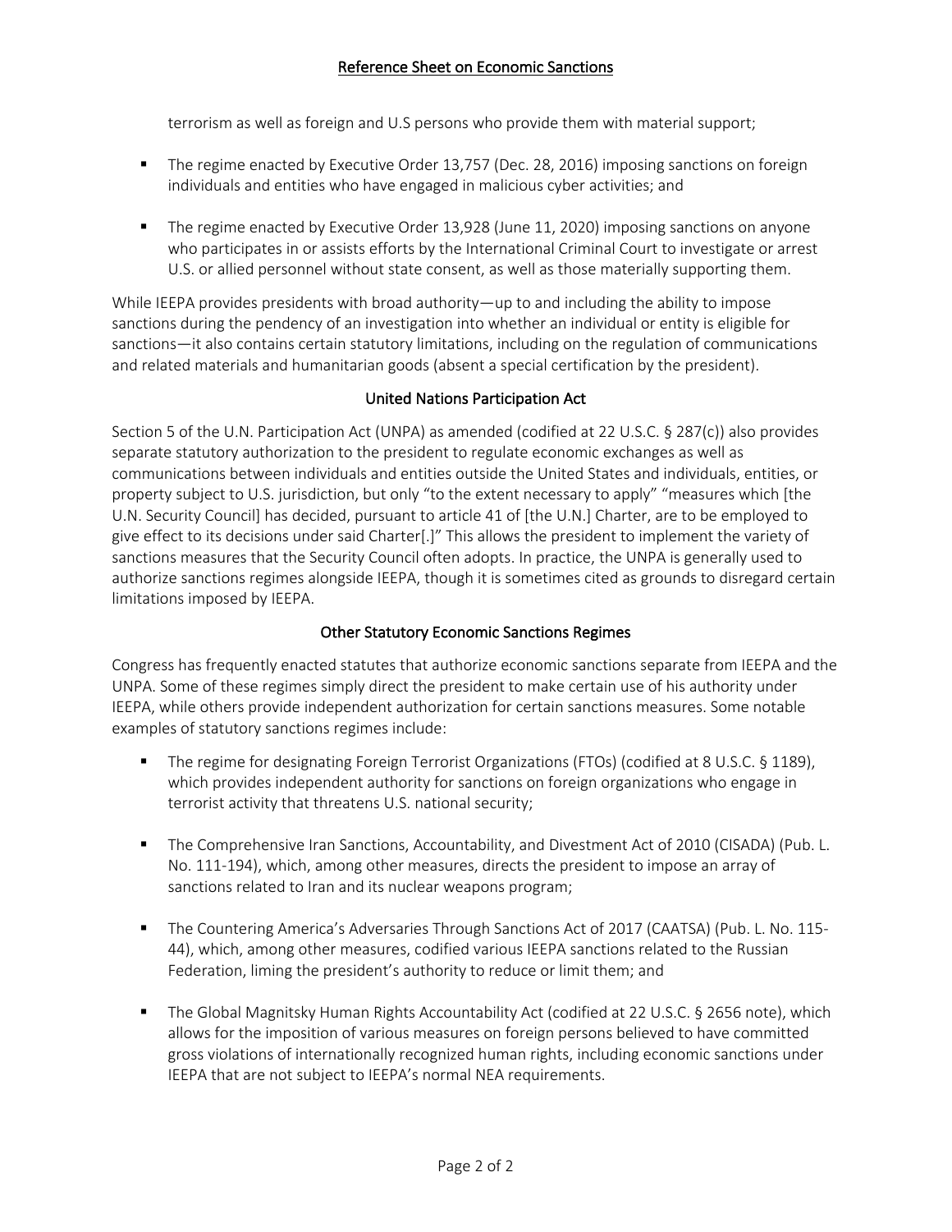terrorism as well as foreign and U.S persons who provide them with material support;

- The regime enacted by Executive Order 13,757 (Dec. 28, 2016) imposing sanctions on foreign individuals and entities who have engaged in malicious cyber activities; and

- The regime enacted by Executive Order 13,928 (June 11, 2020) imposing sanctions on anyone who participates in or assists efforts by the International Criminal Court to investigate or arrest U.S. or allied personnel without state consent, as well as those materially supporting them.

While IEEPA provides presidents with broad authority—up to and including the ability to impose sanctions during the pendency of an investigation into whether an individual or entity is eligible for sanctions—it also contains certain statutory limitations, including on the regulation of communications and related materials and humanitarian goods (absent a special certification by the president).

## United Nations Participation Act

Section 5 of the U.N. Participation Act (UNPA) as amended (codified at 22 U.S.C. § 287(c)) also provides separate statutory authorization to the president to regulate economic exchanges as well as communications between individuals and entities outside the United States and individuals, entities, or property subject to U.S. jurisdiction, but only "to the extent necessary to apply" "measures which [the U.N. Security Council] has decided, pursuant to article 41 of [the U.N.] Charter, are to be employed to give effect to its decisions under said Charter[.]" This allows the president to implement the variety of sanctions measures that the Security Council often adopts. In practice, the UNPA is generally used to authorize sanctions regimes alongside IEEPA, though it is sometimes cited as grounds to disregard certain limitations imposed by IEEPA.

## Other Statutory Economic Sanctions Regimes

Congress has frequently enacted statutes that authorize economic sanctions separate from IEEPA and the UNPA. Some of these regimes simply direct the president to make certain use of his authority under IEEPA, while others provide independent authorization for certain sanctions measures. Some notable examples of statutory sanctions regimes include:

- The regime for designating Foreign Terrorist Organizations (FTOs) (codified at 8 U.S.C. § 1189), which provides independent authority for sanctions on foreign organizations who engage in terrorist activity that threatens U.S. national security;

- The Comprehensive Iran Sanctions, Accountability, and Divestment Act of 2010 (CISADA) (Pub. L. No. 111-194), which, among other measures, directs the president to impose an array of sanctions related to Iran and its nuclear weapons program;

- The Countering America's Adversaries Through Sanctions Act of 2017 (CAATSA) (Pub. L. No. 115-44), which, among other measures, codified various IEEPA sanctions related to the Russian Federation, liming the president's authority to reduce or limit them; and

- The Global Magnitsky Human Rights Accountability Act (codified at 22 U.S.C. § 2656 note), which allows for the imposition of various measures on foreign persons believed to have committed gross violations of internationally recognized human rights, including economic sanctions under IEEPA that are not subject to IEEPA's normal NEA requirements.